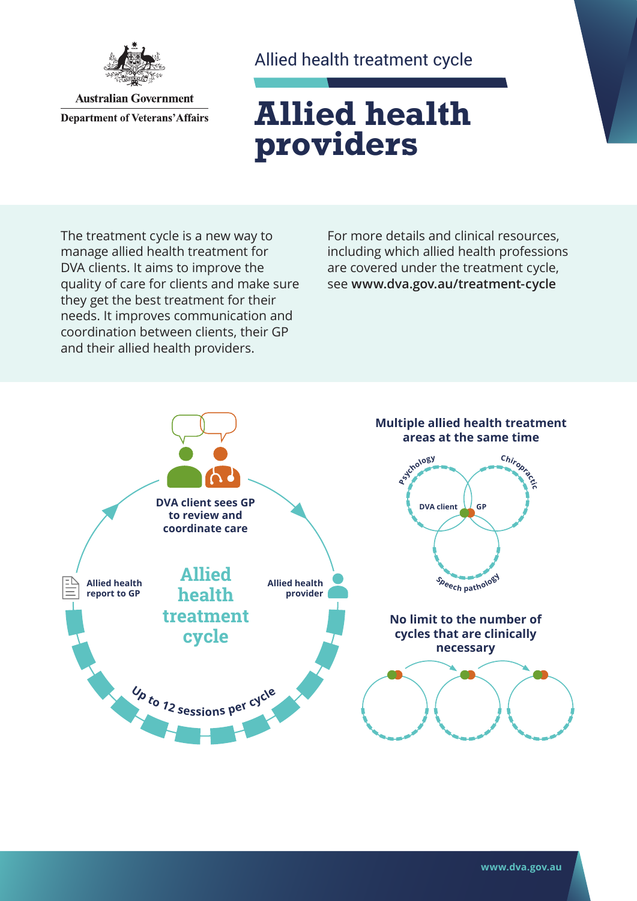Australian Government
Department of Veterans' Affairs

Allied health treatment cycle

# Allied health providers

The treatment cycle is a new way to manage allied health treatment for DVA clients. It aims to improve the quality of care for clients and make sure they get the best treatment for their needs. It improves communication and coordination between clients, their GP and their allied health providers.

For more details and clinical resources, including which allied health professions are covered under the treatment cycle, see **www.dva.gov.au/treatment-cycle**

**DVA client sees GP to review and coordinate care**

**Allied health provider**

**Allied health treatment cycle**

**Up to 12 sessions per cycle**

**Allied health report to GP**

**Multiple allied health treatment areas at the same time**

Psychology · Chiropractic · Speech pathology · DVA client · GP

**No limit to the number of cycles that are clinically necessary**

www.dva.gov.au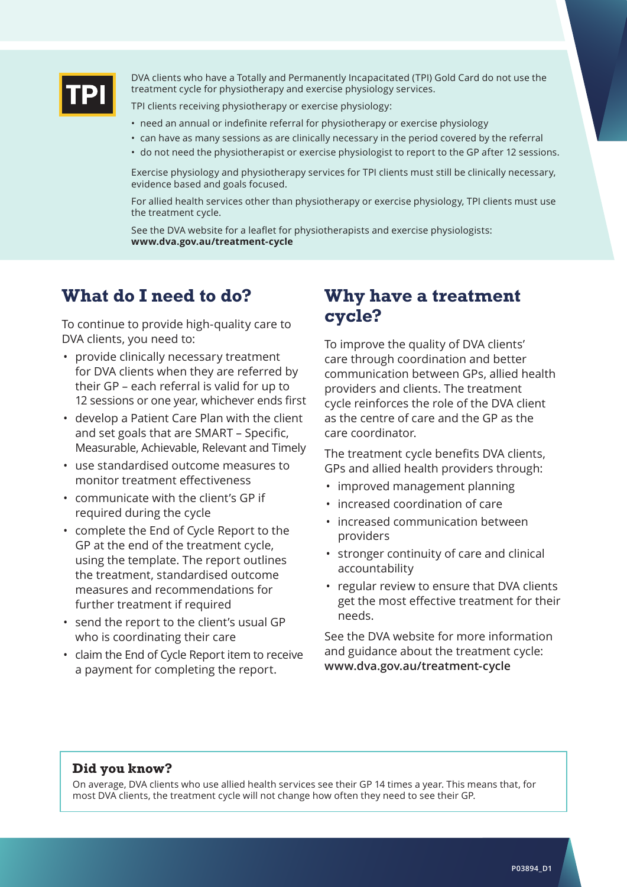**TPI**

DVA clients who have a Totally and Permanently Incapacitated (TPI) Gold Card do not use the treatment cycle for physiotherapy and exercise physiology services.

TPI clients receiving physiotherapy or exercise physiology:

- need an annual or indefinite referral for physiotherapy or exercise physiology
- can have as many sessions as are clinically necessary in the period covered by the referral
- do not need the physiotherapist or exercise physiologist to report to the GP after 12 sessions.

Exercise physiology and physiotherapy services for TPI clients must still be clinically necessary, evidence based and goals focused.

For allied health services other than physiotherapy or exercise physiology, TPI clients must use the treatment cycle.

See the DVA website for a leaflet for physiotherapists and exercise physiologists: **www.dva.gov.au/treatment-cycle**

## What do I need to do?

To continue to provide high-quality care to DVA clients, you need to:

- provide clinically necessary treatment for DVA clients when they are referred by their GP – each referral is valid for up to 12 sessions or one year, whichever ends first
- develop a Patient Care Plan with the client and set goals that are SMART – Specific, Measurable, Achievable, Relevant and Timely
- use standardised outcome measures to monitor treatment effectiveness
- communicate with the client's GP if required during the cycle
- complete the End of Cycle Report to the GP at the end of the treatment cycle, using the template. The report outlines the treatment, standardised outcome measures and recommendations for further treatment if required
- send the report to the client's usual GP who is coordinating their care
- claim the End of Cycle Report item to receive a payment for completing the report.

## Why have a treatment cycle?

To improve the quality of DVA clients' care through coordination and better communication between GPs, allied health providers and clients. The treatment cycle reinforces the role of the DVA client as the centre of care and the GP as the care coordinator.

The treatment cycle benefits DVA clients, GPs and allied health providers through:

- improved management planning
- increased coordination of care
- increased communication between providers
- stronger continuity of care and clinical accountability
- regular review to ensure that DVA clients get the most effective treatment for their needs.

See the DVA website for more information and guidance about the treatment cycle: **www.dva.gov.au/treatment-cycle**

### Did you know?

On average, DVA clients who use allied health services see their GP 14 times a year. This means that, for most DVA clients, the treatment cycle will not change how often they need to see their GP.

P03894_D1